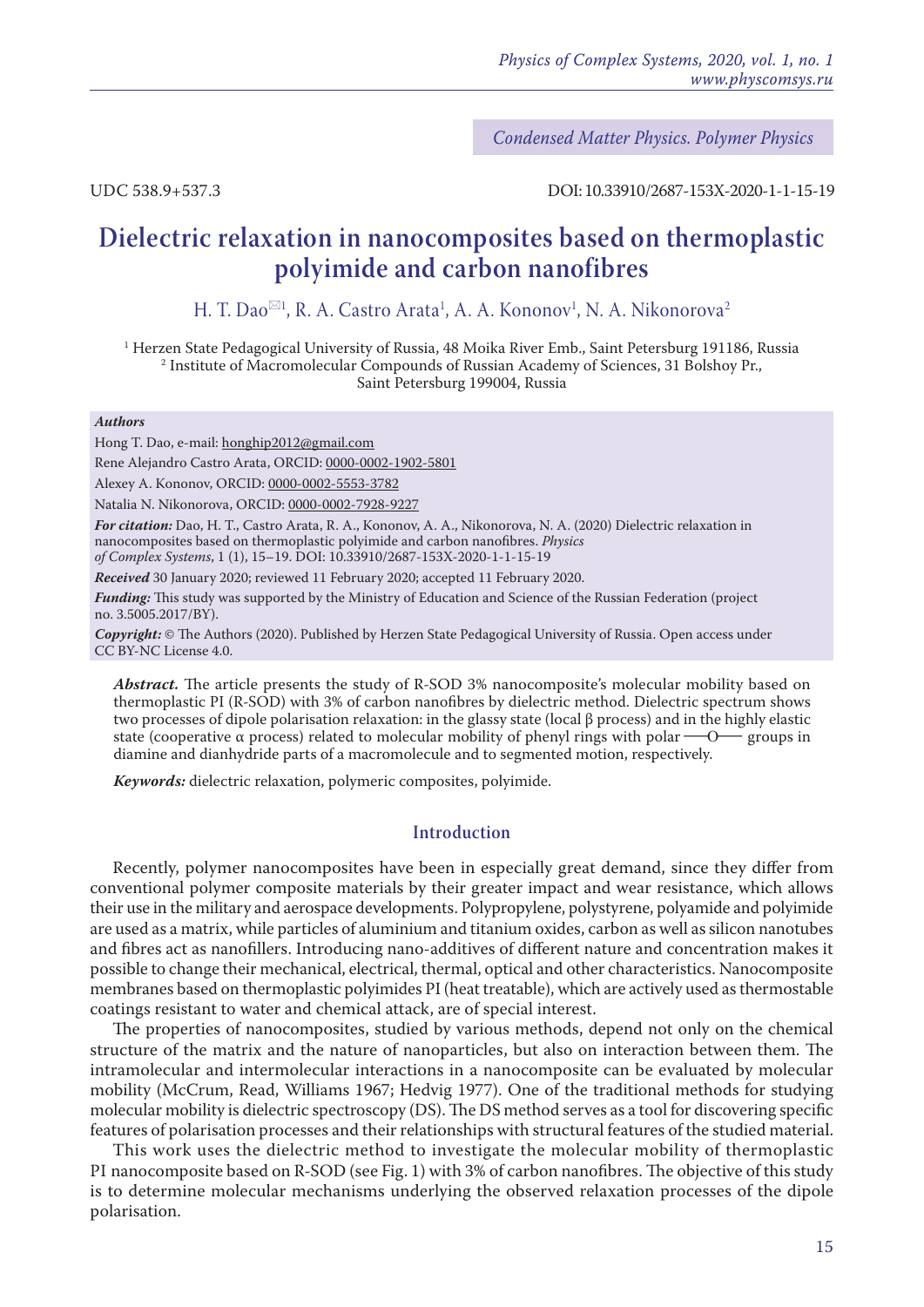*Condensed Matter Physics. Polymer Physics*

UDC 538.9+537.3

DOI: 10.33910/2687-153X-2020-1-1-15-19

# Dielectric relaxation in nanocomposites based on thermoplastic polyimide and carbon nanofibres

H. T. Dao[✉1], R. A. Castro Arata[1], A. A. Kononov[1], N. A. Nikonorova[2]

[1] Herzen State Pedagogical University of Russia, 48 Moika River Emb., Saint Petersburg 191186, Russia
[2] Institute of Macromolecular Compounds of Russian Academy of Sciences, 31 Bolshoy Pr., Saint Petersburg 199004, Russia

***Authors***

Hong T. Dao, e-mail: honghip2012@gmail.com

Rene Alejandro Castro Arata, ORCID: 0000-0002-1902-5801

Alexey A. Kononov, ORCID: 0000-0002-5553-3782

Natalia N. Nikonorova, ORCID: 0000-0002-7928-9227

***For citation:*** Dao, H. T., Castro Arata, R. A., Kononov, A. A., Nikonorova, N. A. (2020) Dielectric relaxation in nanocomposites based on thermoplastic polyimide and carbon nanofibres. *Physics of Complex Systems*, 1 (1), 15–19. DOI: 10.33910/2687-153X-2020-1-1-15-19

***Received*** 30 January 2020; reviewed 11 February 2020; accepted 11 February 2020.

***Funding:*** This study was supported by the Ministry of Education and Science of the Russian Federation (project no. 3.5005.2017/BY).

***Copyright:*** © The Authors (2020). Published by Herzen State Pedagogical University of Russia. Open access under CC BY-NC License 4.0.

***Abstract.*** The article presents the study of R-SOD 3% nanocomposite's molecular mobility based on thermoplastic PI (R-SOD) with 3% of carbon nanofibres by dielectric method. Dielectric spectrum shows two processes of dipole polarisation relaxation: in the glassy state (local β process) and in the highly elastic state (cooperative α process) related to molecular mobility of phenyl rings with polar —O— groups in diamine and dianhydride parts of a macromolecule and to segmented motion, respectively.

***Keywords:*** dielectric relaxation, polymeric composites, polyimide.

## Introduction

Recently, polymer nanocomposites have been in especially great demand, since they differ from conventional polymer composite materials by their greater impact and wear resistance, which allows their use in the military and aerospace developments. Polypropylene, polystyrene, polyamide and polyimide are used as a matrix, while particles of aluminium and titanium oxides, carbon as well as silicon nanotubes and fibres act as nanofillers. Introducing nano-additives of different nature and concentration makes it possible to change their mechanical, electrical, thermal, optical and other characteristics. Nanocomposite membranes based on thermoplastic polyimides PI (heat treatable), which are actively used as thermostable coatings resistant to water and chemical attack, are of special interest.

The properties of nanocomposites, studied by various methods, depend not only on the chemical structure of the matrix and the nature of nanoparticles, but also on interaction between them. The intramolecular and intermolecular interactions in a nanocomposite can be evaluated by molecular mobility (McCrum, Read, Williams 1967; Hedvig 1977). One of the traditional methods for studying molecular mobility is dielectric spectroscopy (DS). The DS method serves as a tool for discovering specific features of polarisation processes and their relationships with structural features of the studied material.

This work uses the dielectric method to investigate the molecular mobility of thermoplastic PI nanocomposite based on R-SOD (see Fig. 1) with 3% of carbon nanofibres. The objective of this study is to determine molecular mechanisms underlying the observed relaxation processes of the dipole polarisation.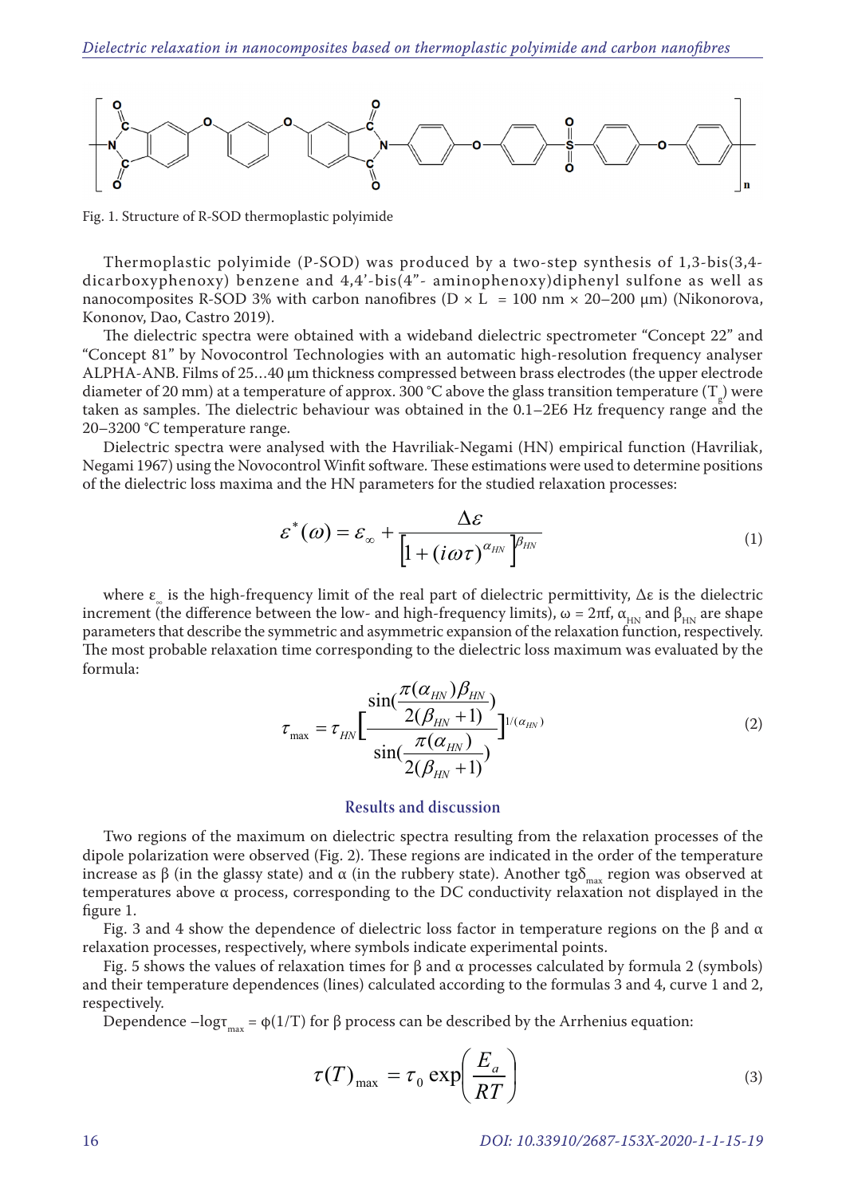Fig. 1. Structure of R-SOD thermoplastic polyimide

Thermoplastic polyimide (P-SOD) was produced by a two-step synthesis of 1,3-bis(3,4-dicarboxyphenoxy) benzene and 4,4'-bis(4"- aminophenoxy)diphenyl sulfone as well as nanocomposites R-SOD 3% with carbon nanofibres (D × L = 100 nm × 20–200 μm) (Nikonorova, Kononov, Dao, Castro 2019).

The dielectric spectra were obtained with a wideband dielectric spectrometer "Concept 22" and "Concept 81" by Novocontrol Technologies with an automatic high-resolution frequency analyser ALPHA-ANB. Films of 25…40 μm thickness compressed between brass electrodes (the upper electrode diameter of 20 mm) at a temperature of approx. 300 °C above the glass transition temperature ($T_g$) were taken as samples. The dielectric behaviour was obtained in the 0.1–2E6 Hz frequency range and the 20–3200 °C temperature range.

Dielectric spectra were analysed with the Havriliak-Negami (HN) empirical function (Havriliak, Negami 1967) using the Novocontrol Winfit software. These estimations were used to determine positions of the dielectric loss maxima and the HN parameters for the studied relaxation processes:

$$\varepsilon^*(\omega) = \varepsilon_\infty + \frac{\Delta\varepsilon}{\left[1 + (i\omega\tau)^{\alpha_{HN}}\right]^{\beta_{HN}}} \tag{1}$$

where $\varepsilon_\infty$ is the high-frequency limit of the real part of dielectric permittivity, $\Delta\varepsilon$ is the dielectric increment (the difference between the low- and high-frequency limits), $\omega = 2\pi f$, $\alpha_{HN}$ and $\beta_{HN}$ are shape parameters that describe the symmetric and asymmetric expansion of the relaxation function, respectively. The most probable relaxation time corresponding to the dielectric loss maximum was evaluated by the formula:

$$\tau_{\max} = \tau_{HN}\left[\frac{\sin\left(\frac{\pi(\alpha_{HN})\beta_{HN}}{2(\beta_{HN}+1)}\right)}{\sin\left(\frac{\pi(\alpha_{HN})}{2(\beta_{HN}+1)}\right)}\right]^{1/(\alpha_{HN})} \tag{2}$$

## Results and discussion

Two regions of the maximum on dielectric spectra resulting from the relaxation processes of the dipole polarization were observed (Fig. 2). These regions are indicated in the order of the temperature increase as β (in the glassy state) and α (in the rubbery state). Another $tg\delta_{max}$ region was observed at temperatures above α process, corresponding to the DC conductivity relaxation not displayed in the figure 1.

Fig. 3 and 4 show the dependence of dielectric loss factor in temperature regions on the β and α relaxation processes, respectively, where symbols indicate experimental points.

Fig. 5 shows the values of relaxation times for β and α processes calculated by formula 2 (symbols) and their temperature dependences (lines) calculated according to the formulas 3 and 4, curve 1 and 2, respectively.

Dependence $-\log\tau_{max} = \varphi(1/T)$ for β process can be described by the Arrhenius equation:

$$\tau(T)_{\max} = \tau_0 \exp\left(\frac{E_a}{RT}\right) \tag{3}$$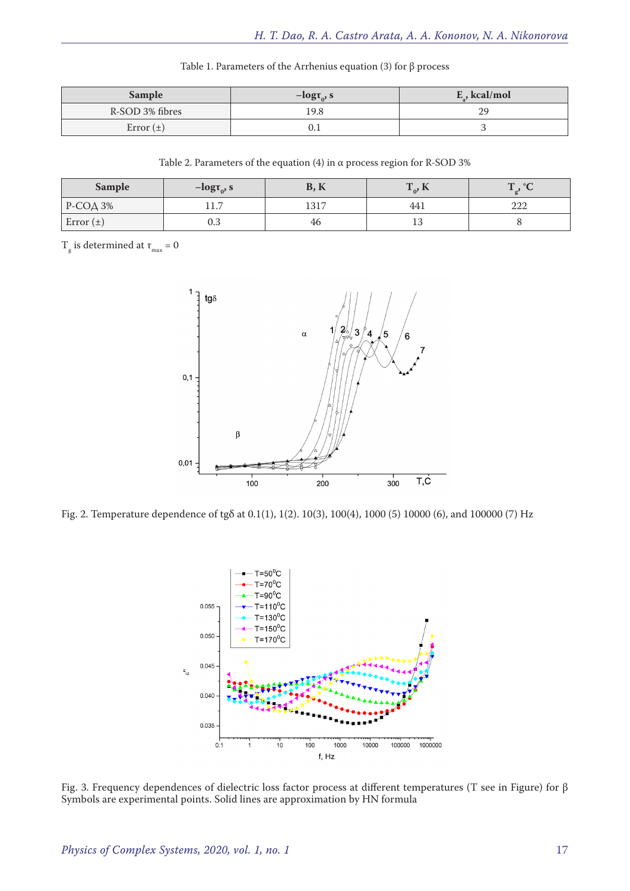Table 1. Parameters of the Arrhenius equation (3) for β process

| Sample | $-\log\tau_0$, s | $E_a$, kcal/mol |
|---|---|---|
| R-SOD 3% fibres | 19.8 | 29 |
| Error (±) | 0.1 | 3 |

Table 2. Parameters of the equation (4) in α process region for R-SOD 3%

| Sample | $-\log\tau_0$, s | B, K | $T_0$, K | $T_g$, °C |
|---|---|---|---|---|
| P-COД 3% | 11.7 | 1317 | 441 | 222 |
| Error (±) | 0.3 | 46 | 13 | 8 |

$T_g$ is determined at $\tau_{max} = 0$

Fig. 2. Temperature dependence of tgδ at 0.1(1), 1(2). 10(3), 100(4), 1000 (5) 10000 (6), and 100000 (7) Hz

Fig. 3. Frequency dependences of dielectric loss factor process at different temperatures (T see in Figure) for β Symbols are experimental points. Solid lines are approximation by HN formula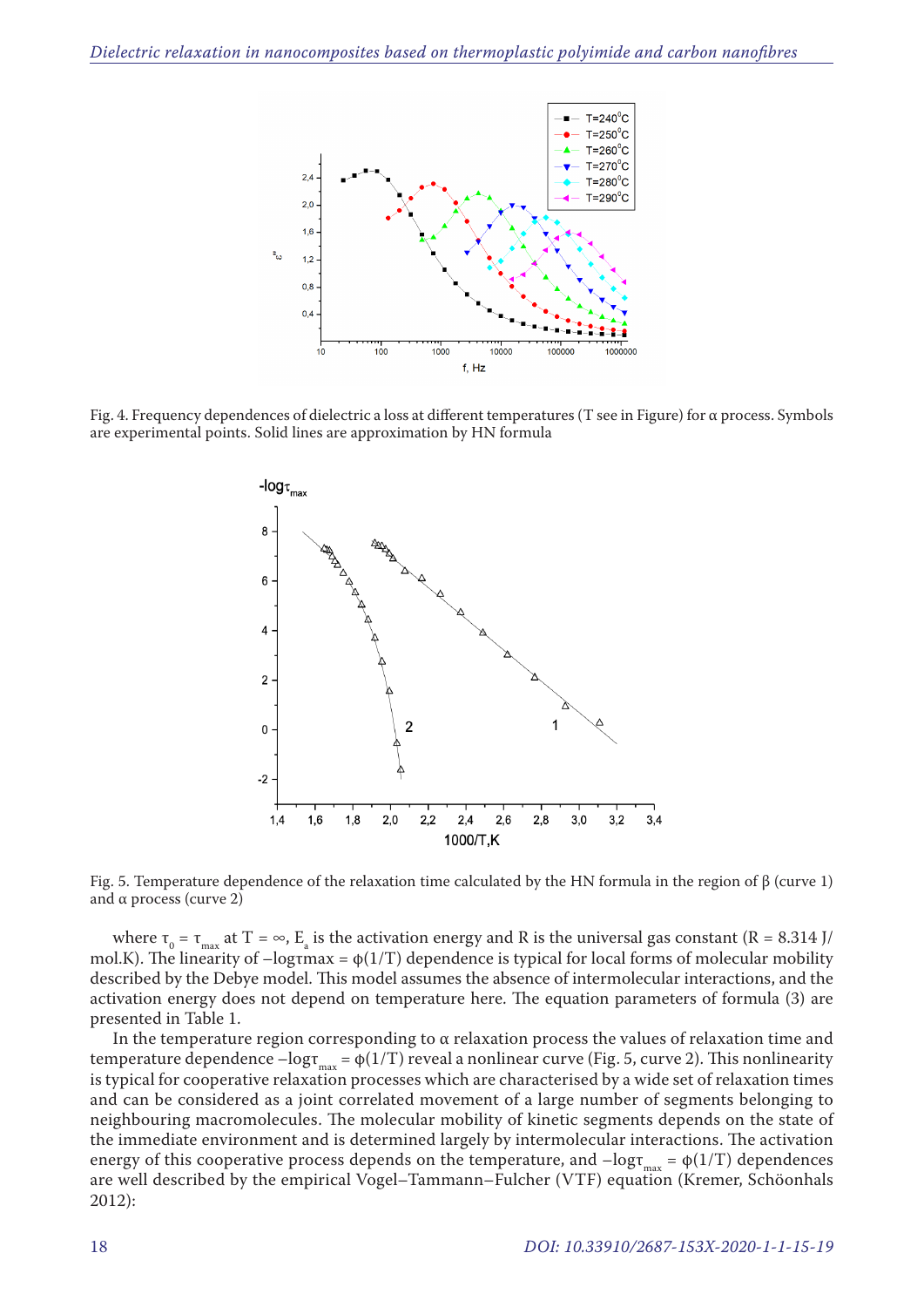Fig. 4. Frequency dependences of dielectric a loss at different temperatures (T see in Figure) for α process. Symbols are experimental points. Solid lines are approximation by HN formula

Fig. 5. Temperature dependence of the relaxation time calculated by the HN formula in the region of β (curve 1) and α process (curve 2)

where $\tau_0 = \tau_{max}$ at $T = \infty$, $E_a$ is the activation energy and R is the universal gas constant (R = 8.314 J/mol.K). The linearity of $-\log\tau_{max} = \phi(1/T)$ dependence is typical for local forms of molecular mobility described by the Debye model. This model assumes the absence of intermolecular interactions, and the activation energy does not depend on temperature here. The equation parameters of formula (3) are presented in Table 1.

In the temperature region corresponding to α relaxation process the values of relaxation time and temperature dependence $-\log\tau_{max} = \phi(1/T)$ reveal a nonlinear curve (Fig. 5, curve 2). This nonlinearity is typical for cooperative relaxation processes which are characterised by a wide set of relaxation times and can be considered as a joint correlated movement of a large number of segments belonging to neighbouring macromolecules. The molecular mobility of kinetic segments depends on the state of the immediate environment and is determined largely by intermolecular interactions. The activation energy of this cooperative process depends on the temperature, and $-\log\tau_{max} = \phi(1/T)$ dependences are well described by the empirical Vogel–Tammann–Fulcher (VTF) equation (Kremer, Schöonhals 2012):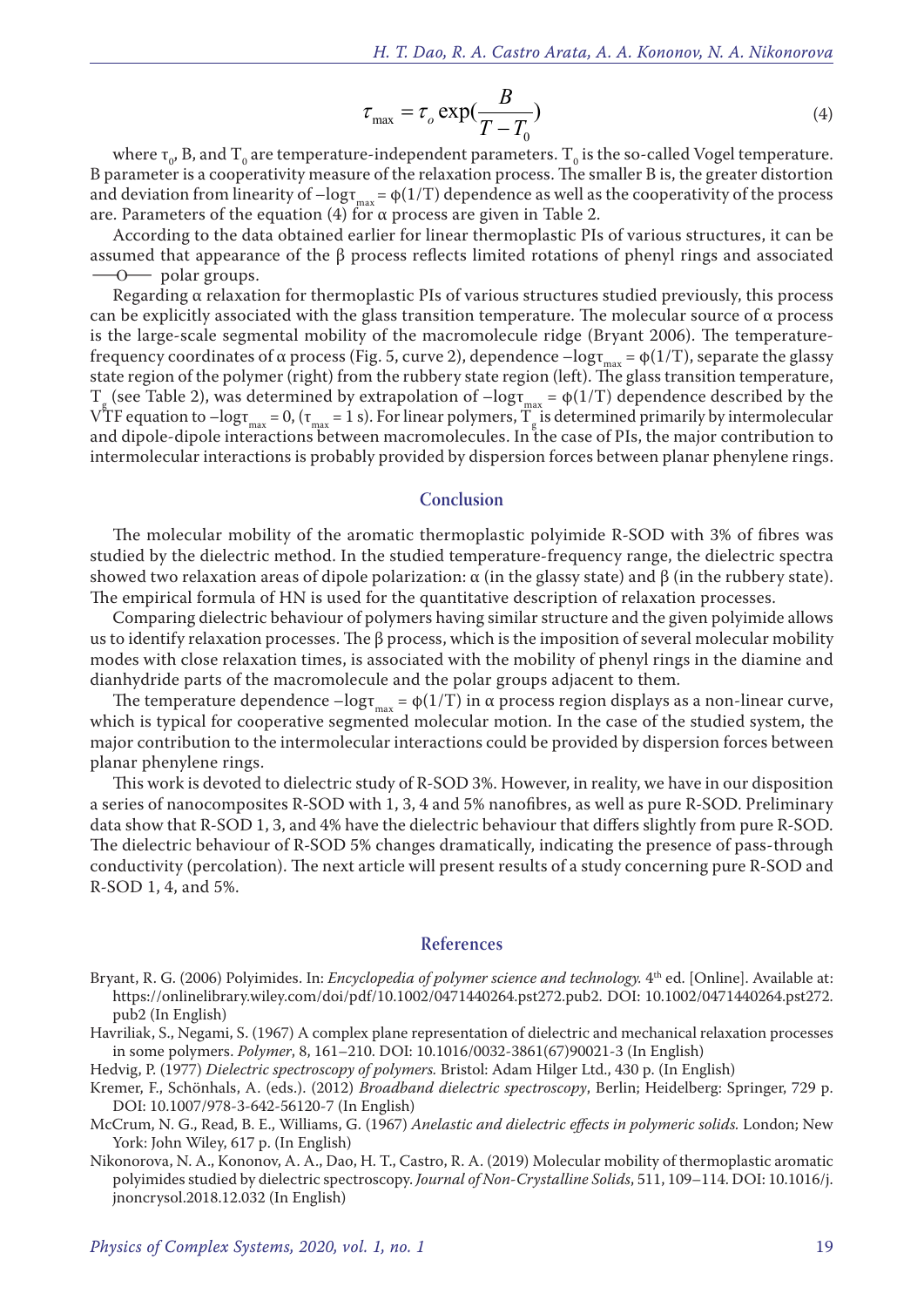$$\tau_{\max} = \tau_o \exp(\frac{B}{T - T_0}) \tag{4}$$

where $\tau_0$, B, and $T_0$ are temperature-independent parameters. $T_0$ is the so-called Vogel temperature. B parameter is a cooperativity measure of the relaxation process. The smaller B is, the greater distortion and deviation from linearity of $-\log\tau_{max} = \phi(1/T)$ dependence as well as the cooperativity of the process are. Parameters of the equation (4) for α process are given in Table 2.

According to the data obtained earlier for linear thermoplastic PIs of various structures, it can be assumed that appearance of the β process reflects limited rotations of phenyl rings and associated —O— polar groups.

Regarding α relaxation for thermoplastic PIs of various structures studied previously, this process can be explicitly associated with the glass transition temperature. The molecular source of α process is the large-scale segmental mobility of the macromolecule ridge (Bryant 2006). The temperature-frequency coordinates of α process (Fig. 5, curve 2), dependence $-\log\tau_{max} = \phi(1/T)$, separate the glassy state region of the polymer (right) from the rubbery state region (left). The glass transition temperature, $T_g$ (see Table 2), was determined by extrapolation of $-\log\tau_{max} = \phi(1/T)$ dependence described by the VTF equation to $-\log\tau_{max} = 0$, ($\tau_{max} = 1$ s). For linear polymers, $T_g$ is determined primarily by intermolecular and dipole-dipole interactions between macromolecules. In the case of PIs, the major contribution to intermolecular interactions is probably provided by dispersion forces between planar phenylene rings.

## Conclusion

The molecular mobility of the aromatic thermoplastic polyimide R-SOD with 3% of fibres was studied by the dielectric method. In the studied temperature-frequency range, the dielectric spectra showed two relaxation areas of dipole polarization: α (in the glassy state) and β (in the rubbery state). The empirical formula of HN is used for the quantitative description of relaxation processes.

Comparing dielectric behaviour of polymers having similar structure and the given polyimide allows us to identify relaxation processes. The β process, which is the imposition of several molecular mobility modes with close relaxation times, is associated with the mobility of phenyl rings in the diamine and dianhydride parts of the macromolecule and the polar groups adjacent to them.

The temperature dependence $-\log\tau_{max} = \phi(1/T)$ in α process region displays as a non-linear curve, which is typical for cooperative segmented molecular motion. In the case of the studied system, the major contribution to the intermolecular interactions could be provided by dispersion forces between planar phenylene rings.

This work is devoted to dielectric study of R-SOD 3%. However, in reality, we have in our disposition a series of nanocomposites R-SOD with 1, 3, 4 and 5% nanofibres, as well as pure R-SOD. Preliminary data show that R-SOD 1, 3, and 4% have the dielectric behaviour that differs slightly from pure R-SOD. The dielectric behaviour of R-SOD 5% changes dramatically, indicating the presence of pass-through conductivity (percolation). The next article will present results of a study concerning pure R-SOD and R-SOD 1, 4, and 5%.

## References

Bryant, R. G. (2006) Polyimides. In: *Encyclopedia of polymer science and technology.* 4th ed. [Online]. Available at: https://onlinelibrary.wiley.com/doi/pdf/10.1002/0471440264.pst272.pub2. DOI: 10.1002/0471440264.pst272.pub2 (In English)

Havriliak, S., Negami, S. (1967) A complex plane representation of dielectric and mechanical relaxation processes in some polymers. *Polymer*, 8, 161–210. DOI: 10.1016/0032-3861(67)90021-3 (In English)

Hedvig, P. (1977) *Dielectric spectroscopy of polymers.* Bristol: Adam Hilger Ltd., 430 p. (In English)

Kremer, F., Schönhals, A. (eds.). (2012) *Broadband dielectric spectroscopy*, Berlin; Heidelberg: Springer, 729 p. DOI: 10.1007/978-3-642-56120-7 (In English)

McCrum, N. G., Read, B. E., Williams, G. (1967) *Anelastic and dielectric effects in polymeric solids.* London; New York: John Wiley, 617 p. (In English)

Nikonorova, N. A., Kononov, A. A., Dao, H. T., Castro, R. A. (2019) Molecular mobility of thermoplastic aromatic polyimides studied by dielectric spectroscopy. *Journal of Non-Crystalline Solids*, 511, 109–114. DOI: 10.1016/j.jnoncrysol.2018.12.032 (In English)